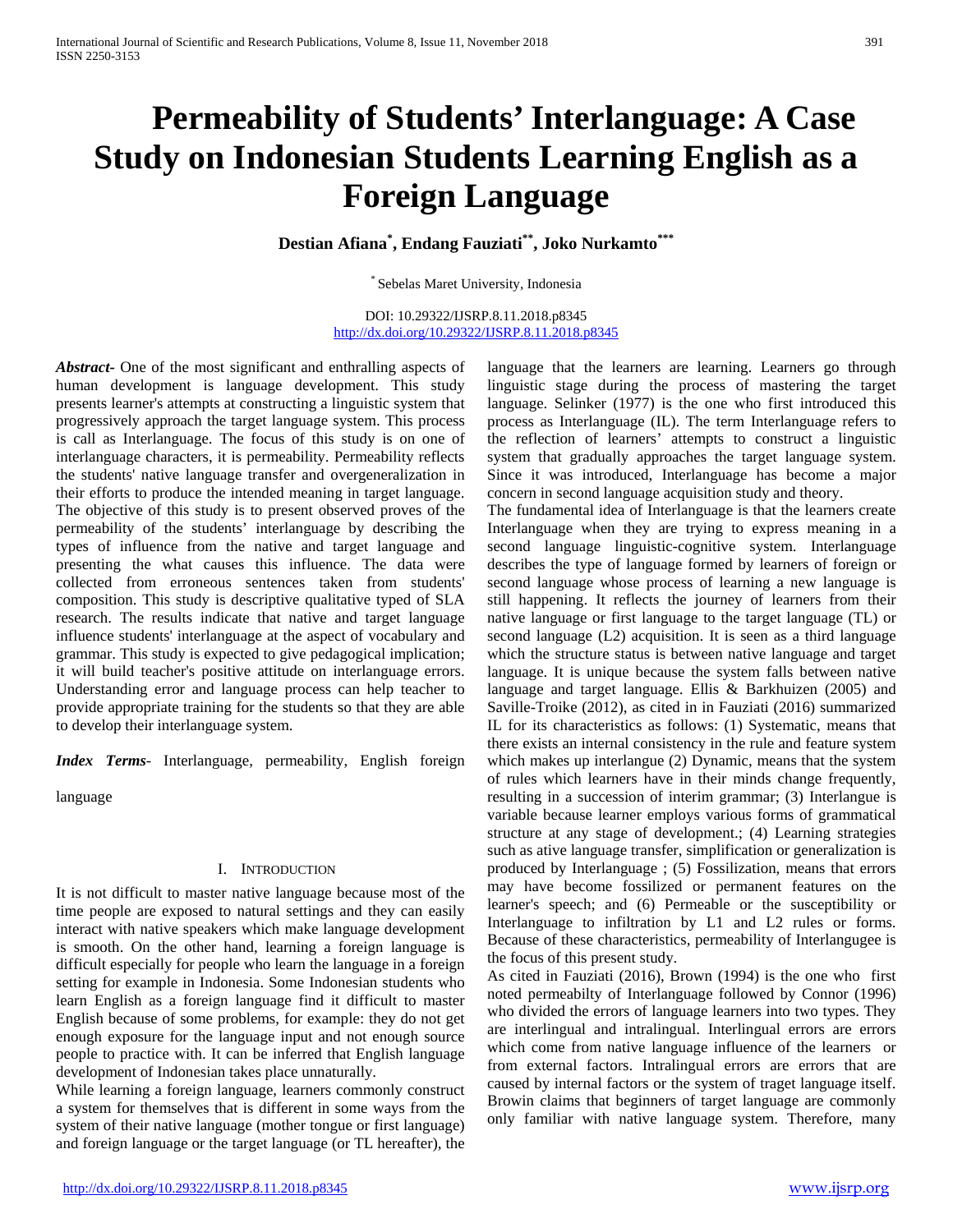# Permeability of Students' Interlanguage: A Case Study on Indonesian Students Learning English as a Foreign Language

**Destian Afiana[*], Endang Fauziati[**], Joko Nurkamto[***]**

[*] Sebelas Maret University, Indonesia

DOI: 10.29322/IJSRP.8.11.2018.p8345
http://dx.doi.org/10.29322/IJSRP.8.11.2018.p8345

***Abstract***- One of the most significant and enthralling aspects of human development is language development. This study presents learner's attempts at constructing a linguistic system that progressively approach the target language system. This process is call as Interlanguage. The focus of this study is on one of interlanguage characters, it is permeability. Permeability reflects the students' native language transfer and overgeneralization in their efforts to produce the intended meaning in target language. The objective of this study is to present observed proves of the permeability of the students' interlanguage by describing the types of influence from the native and target language and presenting the what causes this influence. The data were collected from erroneous sentences taken from students' composition. This study is descriptive qualitative typed of SLA research. The results indicate that native and target language influence students' interlanguage at the aspect of vocabulary and grammar. This study is expected to give pedagogical implication; it will build teacher's positive attitude on interlanguage errors. Understanding error and language process can help teacher to provide appropriate training for the students so that they are able to develop their interlanguage system.

***Index Terms***- Interlanguage, permeability, English foreign language

## I. Introduction

It is not difficult to master native language because most of the time people are exposed to natural settings and they can easily interact with native speakers which make language development is smooth. On the other hand, learning a foreign language is difficult especially for people who learn the language in a foreign setting for example in Indonesia. Some Indonesian students who learn English as a foreign language find it difficult to master English because of some problems, for example: they do not get enough exposure for the language input and not enough source people to practice with. It can be inferred that English language development of Indonesian takes place unnaturally.

While learning a foreign language, learners commonly construct a system for themselves that is different in some ways from the system of their native language (mother tongue or first language) and foreign language or the target language (or TL hereafter), the language that the learners are learning. Learners go through linguistic stage during the process of mastering the target language. Selinker (1977) is the one who first introduced this process as Interlanguage (IL). The term Interlanguage refers to the reflection of learners' attempts to construct a linguistic system that gradually approaches the target language system. Since it was introduced, Interlanguage has become a major concern in second language acquisition study and theory.

The fundamental idea of Interlanguage is that the learners create Interlanguage when they are trying to express meaning in a second language linguistic-cognitive system. Interlanguage describes the type of language formed by learners of foreign or second language whose process of learning a new language is still happening. It reflects the journey of learners from their native language or first language to the target language (TL) or second language (L2) acquisition. It is seen as a third language which the structure status is between native language and target language. It is unique because the system falls between native language and target language. Ellis & Barkhuizen (2005) and Saville-Troike (2012), as cited in in Fauziati (2016) summarized IL for its characteristics as follows: (1) Systematic, means that there exists an internal consistency in the rule and feature system which makes up interlange (2) Dynamic, means that the system of rules which learners have in their minds change frequently, resulting in a succession of interim grammar; (3) Interlangue is variable because learner employs various forms of grammatical structure at any stage of development.; (4) Learning strategies such as ative language transfer, simplification or generalization is produced by Interlanguage ; (5) Fossilization, means that errors may have become fossilized or permanent features on the learner's speech; and (6) Permeable or the susceptibility or Interlanguage to infiltration by L1 and L2 rules or forms. Because of these characteristics, permeability of Interlanguage is the focus of this present study.

As cited in Fauziati (2016), Brown (1994) is the one who first noted permeabilty of Interlanguage followed by Connor (1996) who divided the errors of language learners into two types. They are interlingual and intralingual. Interlingual errors are errors which come from native language influence of the learners or from external factors. Intralingual errors are errors that are caused by internal factors or the system of traget language itself. Browin claims that beginners of target language are commonly only familiar with native language system. Therefore, many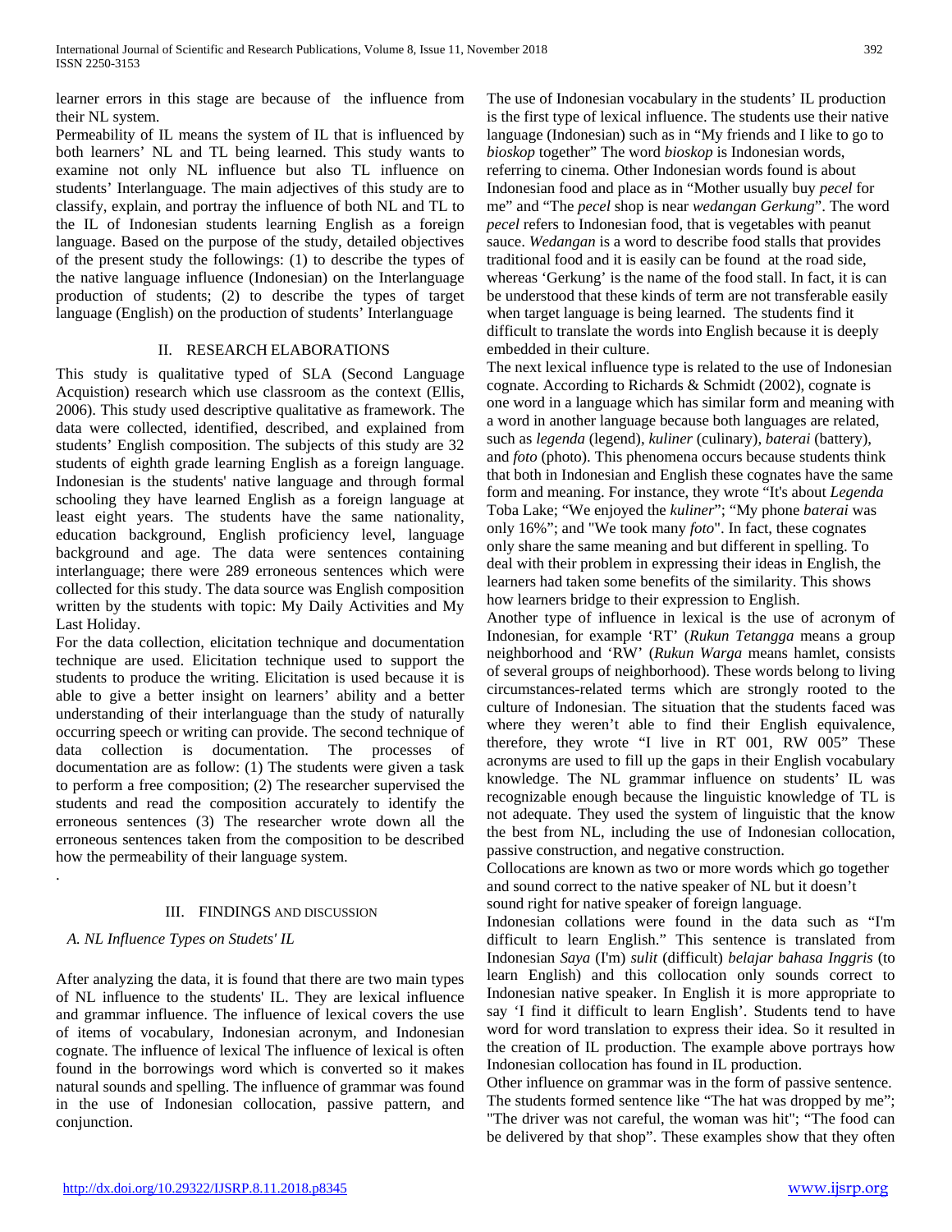learner errors in this stage are because of the influence from their NL system.

Permeability of IL means the system of IL that is influenced by both learners' NL and TL being learned. This study wants to examine not only NL influence but also TL influence on students' Interlanguage. The main adjectives of this study are to classify, explain, and portray the influence of both NL and TL to the IL of Indonesian students learning English as a foreign language. Based on the purpose of the study, detailed objectives of the present study the followings: (1) to describe the types of the native language influence (Indonesian) on the Interlanguage production of students; (2) to describe the types of target language (English) on the production of students' Interlanguage

## II. RESEARCH ELABORATIONS

This study is qualitative typed of SLA (Second Language Acquistion) research which use classroom as the context (Ellis, 2006). This study used descriptive qualitative as framework. The data were collected, identified, described, and explained from students' English composition. The subjects of this study are 32 students of eighth grade learning English as a foreign language. Indonesian is the students' native language and through formal schooling they have learned English as a foreign language at least eight years. The students have the same nationality, education background, English proficiency level, language background and age. The data were sentences containing interlanguage; there were 289 erroneous sentences which were collected for this study. The data source was English composition written by the students with topic: My Daily Activities and My Last Holiday.

For the data collection, elicitation technique and documentation technique are used. Elicitation technique used to support the students to produce the writing. Elicitation is used because it is able to give a better insight on learners' ability and a better understanding of their interlanguage than the study of naturally occurring speech or writing can provide. The second technique of data collection is documentation. The processes of documentation are as follow: (1) The students were given a task to perform a free composition; (2) The researcher supervised the students and read the composition accurately to identify the erroneous sentences (3) The researcher wrote down all the erroneous sentences taken from the composition to be described how the permeability of their language system.

.

## III. FINDINGS AND DISCUSSION

### A. NL Influence Types on Studets' IL

After analyzing the data, it is found that there are two main types of NL influence to the students' IL. They are lexical influence and grammar influence. The influence of lexical covers the use of items of vocabulary, Indonesian acronym, and Indonesian cognate. The influence of lexical The influence of lexical is often found in the borrowings word which is converted so it makes natural sounds and spelling. The influence of grammar was found in the use of Indonesian collocation, passive pattern, and conjunction.

The use of Indonesian vocabulary in the students' IL production is the first type of lexical influence. The students use their native language (Indonesian) such as in "My friends and I like to go to *bioskop* together" The word *bioskop* is Indonesian words, referring to cinema. Other Indonesian words found is about Indonesian food and place as in "Mother usually buy *pecel* for me" and "The *pecel* shop is near *wedangan Gerkung*". The word *pecel* refers to Indonesian food, that is vegetables with peanut sauce. *Wedangan* is a word to describe food stalls that provides traditional food and it is easily can be found at the road side, whereas 'Gerkung' is the name of the food stall. In fact, it is can be understood that these kinds of term are not transferable easily when target language is being learned. The students find it difficult to translate the words into English because it is deeply embedded in their culture.

The next lexical influence type is related to the use of Indonesian cognate. According to Richards & Schmidt (2002), cognate is one word in a language which has similar form and meaning with a word in another language because both languages are related, such as *legenda* (legend), *kuliner* (culinary), *baterai* (battery), and *foto* (photo). This phenomena occurs because students think that both in Indonesian and English these cognates have the same form and meaning. For instance, they wrote "It's about *Legenda* Toba Lake; "We enjoyed the *kuliner*"; "My phone *baterai* was only 16%"; and "We took many *foto*". In fact, these cognates only share the same meaning and but different in spelling. To deal with their problem in expressing their ideas in English, the learners had taken some benefits of the similarity. This shows how learners bridge to their expression to English.

Another type of influence in lexical is the use of acronym of Indonesian, for example 'RT' (*Rukun Tetangga* means a group neighborhood and 'RW' (*Rukun Warga* means hamlet, consists of several groups of neighborhood). These words belong to living circumstances-related terms which are strongly rooted to the culture of Indonesian. The situation that the students faced was where they weren't able to find their English equivalence, therefore, they wrote "I live in RT 001, RW 005" These acronyms are used to fill up the gaps in their English vocabulary knowledge. The NL grammar influence on students' IL was recognizable enough because the linguistic knowledge of TL is not adequate. They used the system of linguistic that the know the best from NL, including the use of Indonesian collocation, passive construction, and negative construction.

Collocations are known as two or more words which go together and sound correct to the native speaker of NL but it doesn't sound right for native speaker of foreign language.

Indonesian collations were found in the data such as "I'm difficult to learn English." This sentence is translated from Indonesian *Saya* (I'm) *sulit* (difficult) *belajar bahasa Inggris* (to learn English) and this collocation only sounds correct to Indonesian native speaker. In English it is more appropriate to say 'I find it difficult to learn English'. Students tend to have word for word translation to express their idea. So it resulted in the creation of IL production. The example above portrays how Indonesian collocation has found in IL production.

Other influence on grammar was in the form of passive sentence. The students formed sentence like "The hat was dropped by me"; "The driver was not careful, the woman was hit"; "The food can be delivered by that shop". These examples show that they often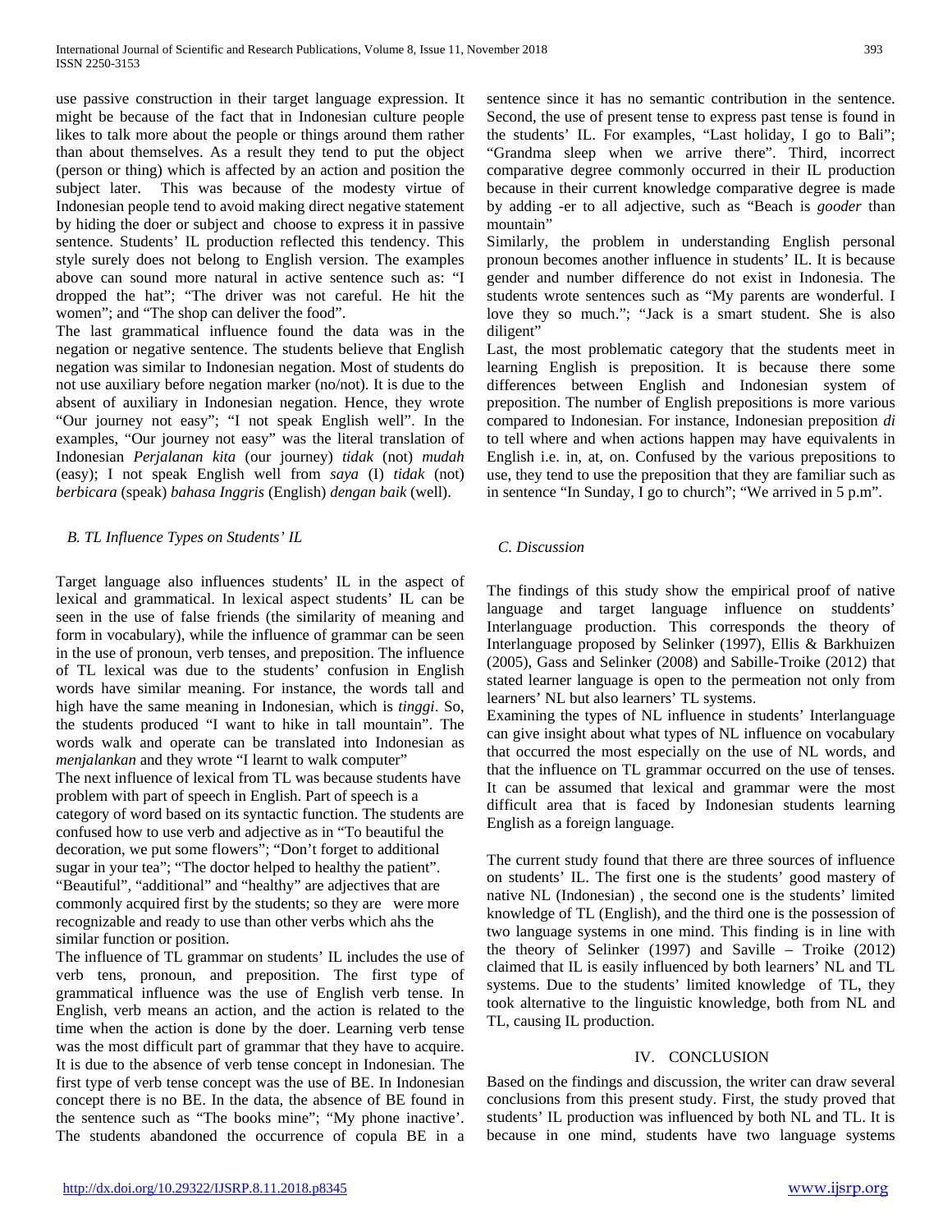use passive construction in their target language expression. It might be because of the fact that in Indonesian culture people likes to talk more about the people or things around them rather than about themselves. As a result they tend to put the object (person or thing) which is affected by an action and position the subject later. This was because of the modesty virtue of Indonesian people tend to avoid making direct negative statement by hiding the doer or subject and choose to express it in passive sentence. Students' IL production reflected this tendency. This style surely does not belong to English version. The examples above can sound more natural in active sentence such as: "I dropped the hat"; "The driver was not careful. He hit the women"; and "The shop can deliver the food".

The last grammatical influence found the data was in the negation or negative sentence. The students believe that English negation was similar to Indonesian negation. Most of students do not use auxiliary before negation marker (no/not). It is due to the absent of auxiliary in Indonesian negation. Hence, they wrote "Our journey not easy"; "I not speak English well". In the examples, "Our journey not easy" was the literal translation of Indonesian *Perjalanan kita* (our journey) *tidak* (not) *mudah* (easy); I not speak English well from *saya* (I) *tidak* (not) *berbicara* (speak) *bahasa Inggris* (English) *dengan baik* (well).

### *B. TL Influence Types on Students' IL*

Target language also influences students' IL in the aspect of lexical and grammatical. In lexical aspect students' IL can be seen in the use of false friends (the similarity of meaning and form in vocabulary), while the influence of grammar can be seen in the use of pronoun, verb tenses, and preposition. The influence of TL lexical was due to the students' confusion in English words have similar meaning. For instance, the words tall and high have the same meaning in Indonesian, which is *tinggi*. So, the students produced "I want to hike in tall mountain". The words walk and operate can be translated into Indonesian as *menjalankan* and they wrote "I learnt to walk computer"

The next influence of lexical from TL was because students have problem with part of speech in English. Part of speech is a category of word based on its syntactic function. The students are confused how to use verb and adjective as in "To beautiful the decoration, we put some flowers"; "Don't forget to additional sugar in your tea"; "The doctor helped to healthy the patient". "Beautiful", "additional" and "healthy" are adjectives that are commonly acquired first by the students; so they are were more recognizable and ready to use than other verbs which ahs the similar function or position.

The influence of TL grammar on students' IL includes the use of verb tens, pronoun, and preposition. The first type of grammatical influence was the use of English verb tense. In English, verb means an action, and the action is related to the time when the action is done by the doer. Learning verb tense was the most difficult part of grammar that they have to acquire. It is due to the absence of verb tense concept in Indonesian. The first type of verb tense concept was the use of BE. In Indonesian concept there is no BE. In the data, the absence of BE found in the sentence such as "The books mine"; "My phone inactive'. The students abandoned the occurrence of copula BE in a sentence since it has no semantic contribution in the sentence. Second, the use of present tense to express past tense is found in the students' IL. For examples, "Last holiday, I go to Bali"; "Grandma sleep when we arrive there". Third, incorrect comparative degree commonly occurred in their IL production because in their current knowledge comparative degree is made by adding -er to all adjective, such as "Beach is *gooder* than mountain"

Similarly, the problem in understanding English personal pronoun becomes another influence in students' IL. It is because gender and number difference do not exist in Indonesia. The students wrote sentences such as "My parents are wonderful. I love they so much."; "Jack is a smart student. She is also diligent"

Last, the most problematic category that the students meet in learning English is preposition. It is because there some differences between English and Indonesian system of preposition. The number of English prepositions is more various compared to Indonesian. For instance, Indonesian preposition *di* to tell where and when actions happen may have equivalents in English i.e. in, at, on. Confused by the various prepositions to use, they tend to use the preposition that they are familiar such as in sentence "In Sunday, I go to church"; "We arrived in 5 p.m".

### *C. Discussion*

The findings of this study show the empirical proof of native language and target language influence on studdents' Interlanguage production. This corresponds the theory of Interlanguage proposed by Selinker (1997), Ellis & Barkhuizen (2005), Gass and Selinker (2008) and Sabille-Troike (2012) that stated learner language is open to the permeation not only from learners' NL but also learners' TL systems.

Examining the types of NL influence in students' Interlanguage can give insight about what types of NL influence on vocabulary that occurred the most especially on the use of NL words, and that the influence on TL grammar occurred on the use of tenses. It can be assumed that lexical and grammar were the most difficult area that is faced by Indonesian students learning English as a foreign language.

The current study found that there are three sources of influence on students' IL. The first one is the students' good mastery of native NL (Indonesian) , the second one is the students' limited knowledge of TL (English), and the third one is the possession of two language systems in one mind. This finding is in line with the theory of Selinker (1997) and Saville – Troike (2012) claimed that IL is easily influenced by both learners' NL and TL systems. Due to the students' limited knowledge of TL, they took alternative to the linguistic knowledge, both from NL and TL, causing IL production.

## IV. CONCLUSION

Based on the findings and discussion, the writer can draw several conclusions from this present study. First, the study proved that students' IL production was influenced by both NL and TL. It is because in one mind, students have two language systems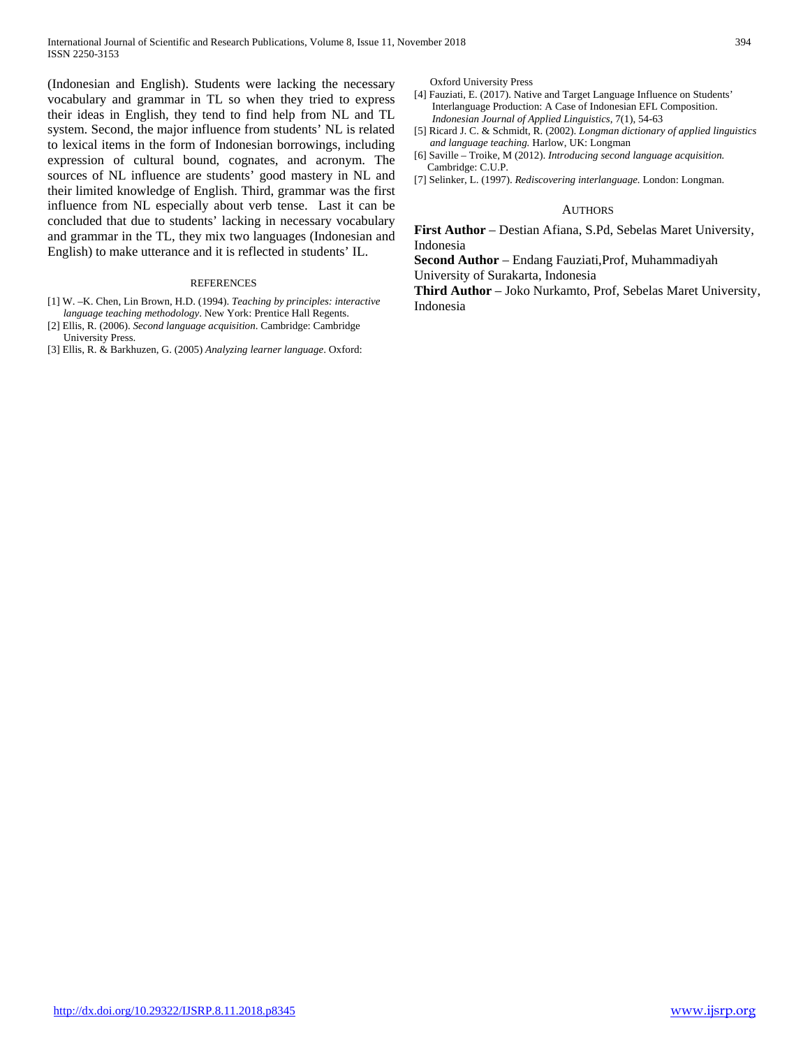(Indonesian and English). Students were lacking the necessary vocabulary and grammar in TL so when they tried to express their ideas in English, they tend to find help from NL and TL system. Second, the major influence from students' NL is related to lexical items in the form of Indonesian borrowings, including expression of cultural bound, cognates, and acronym. The sources of NL influence are students' good mastery in NL and their limited knowledge of English. Third, grammar was the first influence from NL especially about verb tense. Last it can be concluded that due to students' lacking in necessary vocabulary and grammar in the TL, they mix two languages (Indonesian and English) to make utterance and it is reflected in students' IL.

## REFERENCES

[1] W. –K. Chen, Lin Brown, H.D. (1994). *Teaching by principles: interactive language teaching methodology*. New York: Prentice Hall Regents.

[2] Ellis, R. (2006). *Second language acquisition*. Cambridge: Cambridge University Press.

[3] Ellis, R. & Barkhuzen, G. (2005) *Analyzing learner language*. Oxford: Oxford University Press

[4] Fauziati, E. (2017). Native and Target Language Influence on Students' Interlanguage Production: A Case of Indonesian EFL Composition. *Indonesian Journal of Applied Linguistics*, 7(1), 54-63

[5] Ricard J. C. & Schmidt, R. (2002). *Longman dictionary of applied linguistics and language teaching.* Harlow, UK: Longman

[6] Saville – Troike, M (2012). *Introducing second language acquisition.* Cambridge: C.U.P.

[7] Selinker, L. (1997). *Rediscovering interlanguage.* London: Longman.

## AUTHORS

**First Author** – Destian Afiana, S.Pd, Sebelas Maret University, Indonesia

**Second Author** – Endang Fauziati,Prof, Muhammadiyah University of Surakarta, Indonesia

**Third Author** – Joko Nurkamto, Prof, Sebelas Maret University, Indonesia